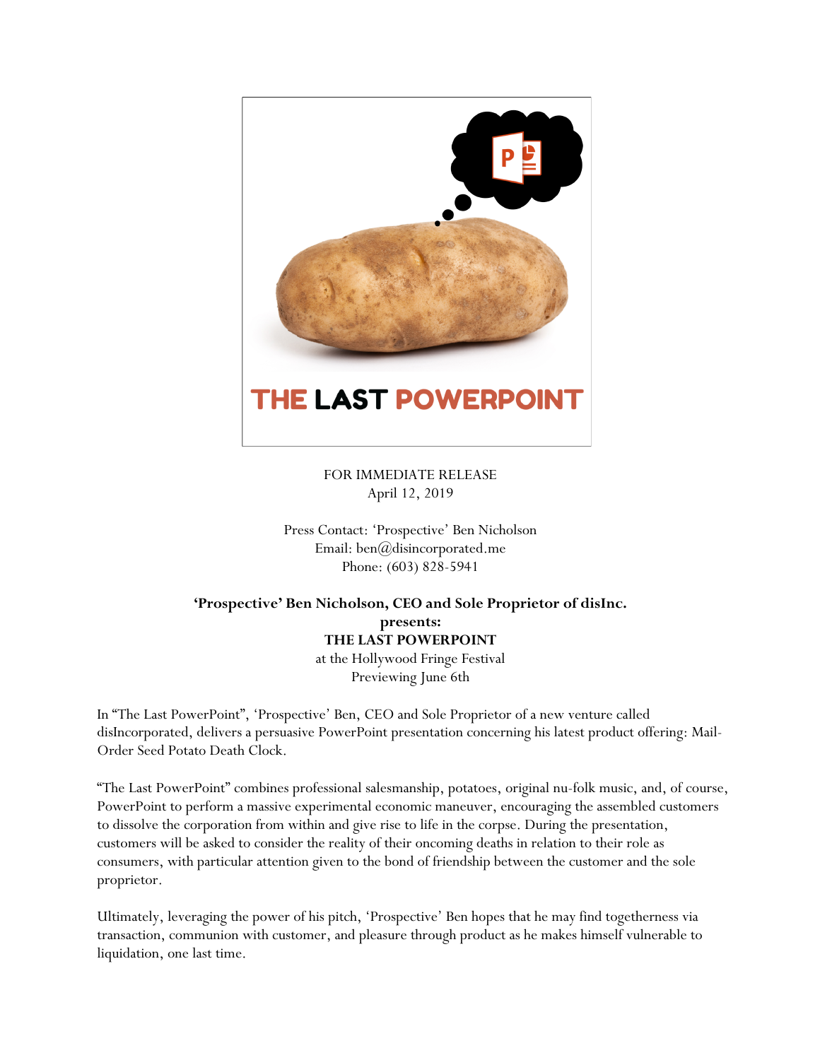THE LAST POWERPOINT

FOR IMMEDIATE RELEASE
April 12, 2019

Press Contact: 'Prospective' Ben Nicholson
Email: ben@disincorporated.me
Phone: (603) 828-5941

**'Prospective' Ben Nicholson, CEO and Sole Proprietor of disInc.**
**presents:**
**THE LAST POWERPOINT**
at the Hollywood Fringe Festival
Previewing June 6th

In "The Last PowerPoint", 'Prospective' Ben, CEO and Sole Proprietor of a new venture called disIncorporated, delivers a persuasive PowerPoint presentation concerning his latest product offering: Mail-Order Seed Potato Death Clock.

"The Last PowerPoint" combines professional salesmanship, potatoes, original nu-folk music, and, of course, PowerPoint to perform a massive experimental economic maneuver, encouraging the assembled customers to dissolve the corporation from within and give rise to life in the corpse. During the presentation, customers will be asked to consider the reality of their oncoming deaths in relation to their role as consumers, with particular attention given to the bond of friendship between the customer and the sole proprietor.

Ultimately, leveraging the power of his pitch, 'Prospective' Ben hopes that he may find togetherness via transaction, communion with customer, and pleasure through product as he makes himself vulnerable to liquidation, one last time.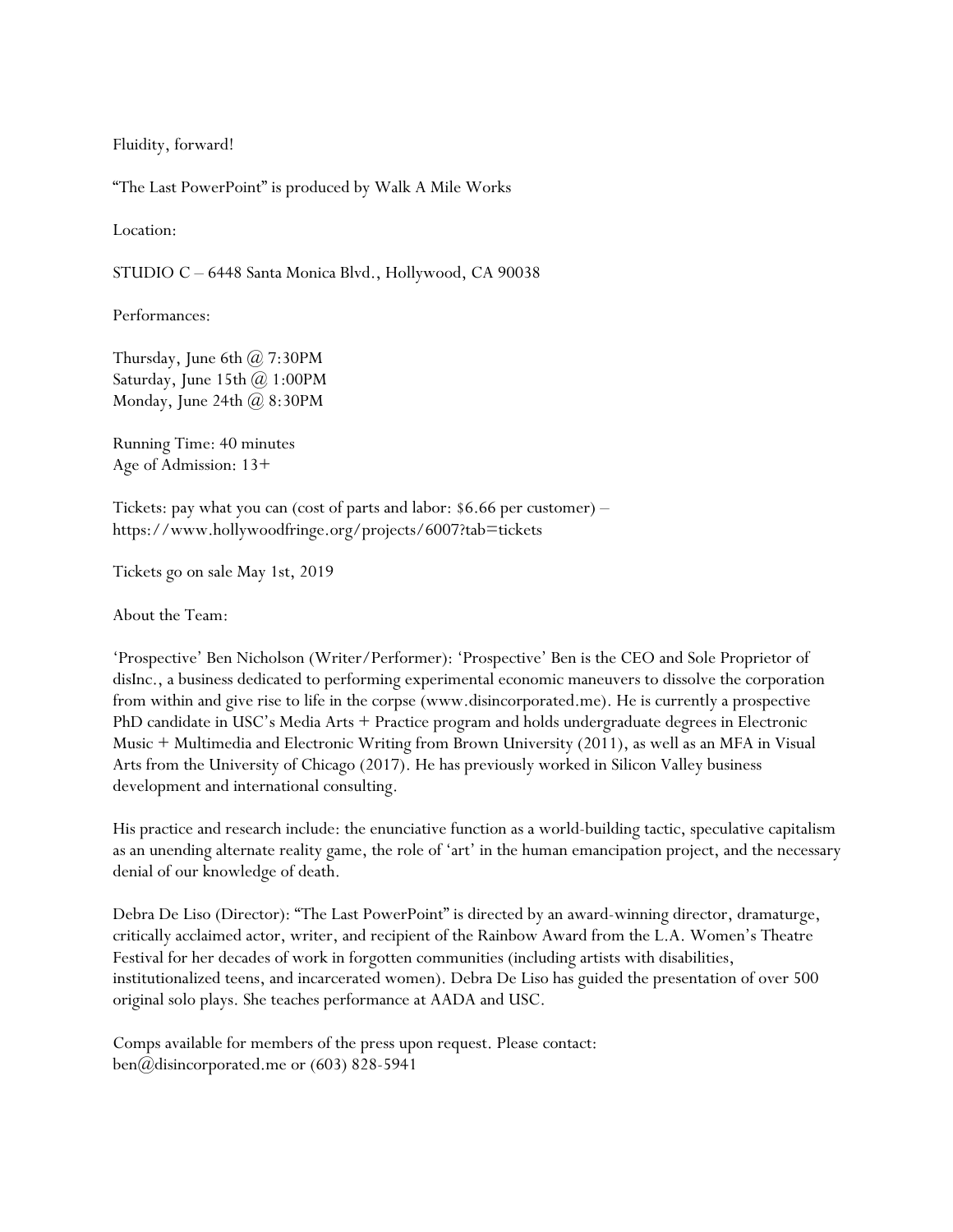Fluidity, forward!

"The Last PowerPoint" is produced by Walk A Mile Works

Location:

STUDIO C – 6448 Santa Monica Blvd., Hollywood, CA 90038

Performances:

Thursday, June 6th @ 7:30PM
Saturday, June 15th @ 1:00PM
Monday, June 24th @ 8:30PM

Running Time: 40 minutes
Age of Admission: 13+

Tickets: pay what you can (cost of parts and labor: $6.66 per customer) – https://www.hollywoodfringe.org/projects/6007?tab=tickets

Tickets go on sale May 1st, 2019

About the Team:

'Prospective' Ben Nicholson (Writer/Performer): 'Prospective' Ben is the CEO and Sole Proprietor of disInc., a business dedicated to performing experimental economic maneuvers to dissolve the corporation from within and give rise to life in the corpse (www.disincorporated.me). He is currently a prospective PhD candidate in USC's Media Arts + Practice program and holds undergraduate degrees in Electronic Music + Multimedia and Electronic Writing from Brown University (2011), as well as an MFA in Visual Arts from the University of Chicago (2017). He has previously worked in Silicon Valley business development and international consulting.

His practice and research include: the enunciative function as a world-building tactic, speculative capitalism as an unending alternate reality game, the role of 'art' in the human emancipation project, and the necessary denial of our knowledge of death.

Debra De Liso (Director): "The Last PowerPoint" is directed by an award-winning director, dramaturge, critically acclaimed actor, writer, and recipient of the Rainbow Award from the L.A. Women's Theatre Festival for her decades of work in forgotten communities (including artists with disabilities, institutionalized teens, and incarcerated women). Debra De Liso has guided the presentation of over 500 original solo plays. She teaches performance at AADA and USC.

Comps available for members of the press upon request. Please contact: ben@disincorporated.me or (603) 828-5941